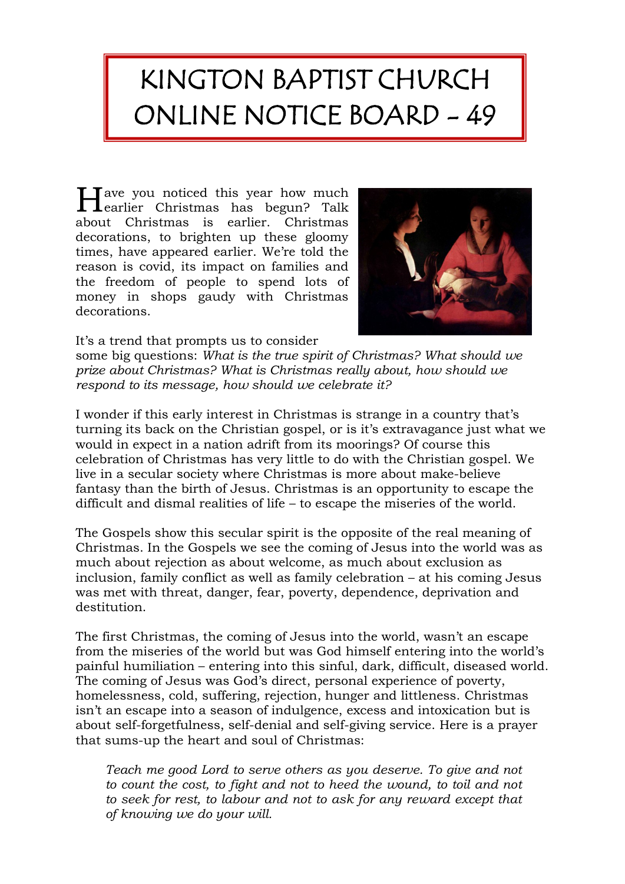# KINGTON BAPTIST CHURCH ONLINE NOTICE BOARD - 49

Have you noticed this year how much earlier Christmas has begun? Talk about Christmas is earlier. Christmas decorations, to brighten up these gloomy times, have appeared earlier. We're told the reason is covid, its impact on families and the freedom of people to spend lots of money in shops gaudy with Christmas decorations.

It's a trend that prompts us to consider some big questions: *What is the true spirit of Christmas? What should we prize about Christmas? What is Christmas really about, how should we respond to its message, how should we celebrate it?*

I wonder if this early interest in Christmas is strange in a country that's turning its back on the Christian gospel, or is it's extravagance just what we would in expect in a nation adrift from its moorings? Of course this celebration of Christmas has very little to do with the Christian gospel. We live in a secular society where Christmas is more about make-believe fantasy than the birth of Jesus. Christmas is an opportunity to escape the difficult and dismal realities of life – to escape the miseries of the world.

The Gospels show this secular spirit is the opposite of the real meaning of Christmas. In the Gospels we see the coming of Jesus into the world was as much about rejection as about welcome, as much about exclusion as inclusion, family conflict as well as family celebration – at his coming Jesus was met with threat, danger, fear, poverty, dependence, deprivation and destitution.

The first Christmas, the coming of Jesus into the world, wasn't an escape from the miseries of the world but was God himself entering into the world's painful humiliation – entering into this sinful, dark, difficult, diseased world. The coming of Jesus was God's direct, personal experience of poverty, homelessness, cold, suffering, rejection, hunger and littleness. Christmas isn't an escape into a season of indulgence, excess and intoxication but is about self-forgetfulness, self-denial and self-giving service. Here is a prayer that sums-up the heart and soul of Christmas:

> *Teach me good Lord to serve others as you deserve. To give and not to count the cost, to fight and not to heed the wound, to toil and not to seek for rest, to labour and not to ask for any reward except that of knowing we do your will.*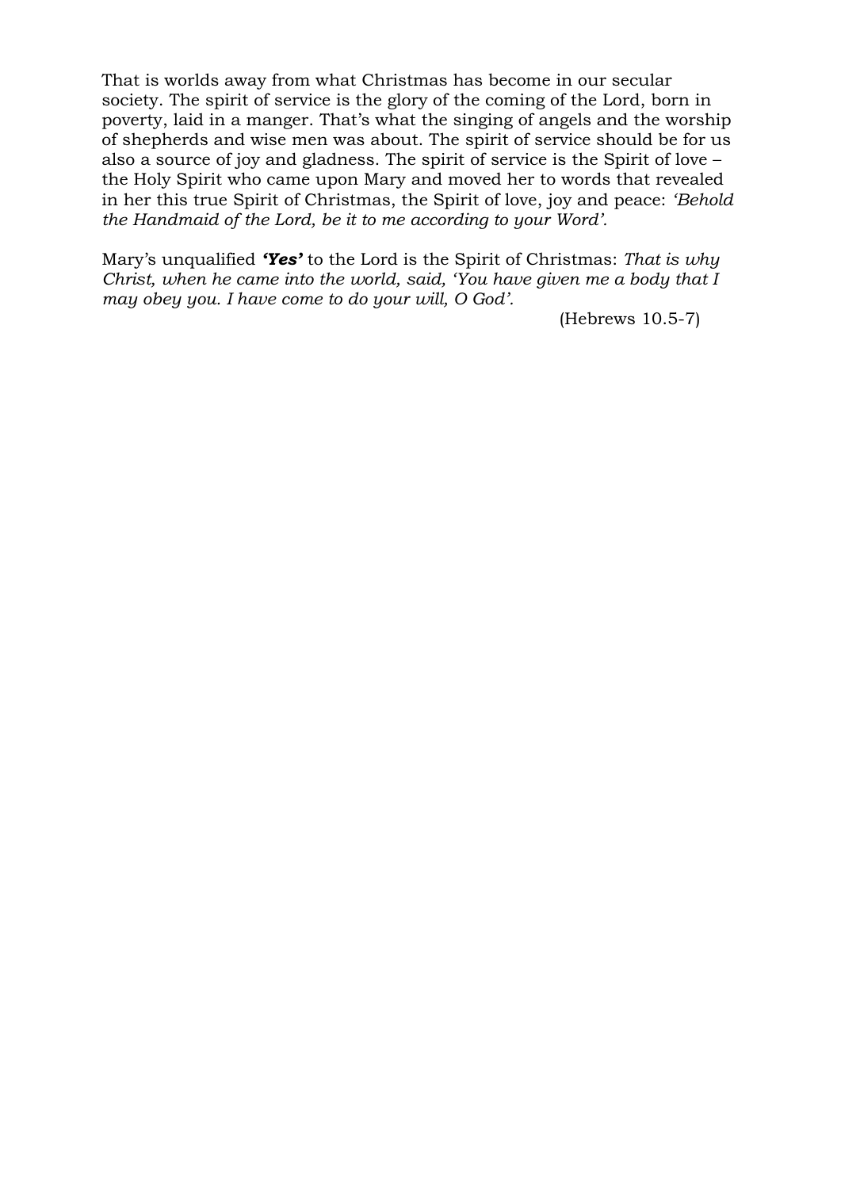That is worlds away from what Christmas has become in our secular society. The spirit of service is the glory of the coming of the Lord, born in poverty, laid in a manger. That's what the singing of angels and the worship of shepherds and wise men was about. The spirit of service should be for us also a source of joy and gladness. The spirit of service is the Spirit of love – the Holy Spirit who came upon Mary and moved her to words that revealed in her this true Spirit of Christmas, the Spirit of love, joy and peace: *'Behold the Handmaid of the Lord, be it to me according to your Word'.*

Mary's unqualified ***'Yes'*** to the Lord is the Spirit of Christmas: *That is why Christ, when he came into the world, said, 'You have given me a body that I may obey you. I have come to do your will, O God'.*

(Hebrews 10.5-7)